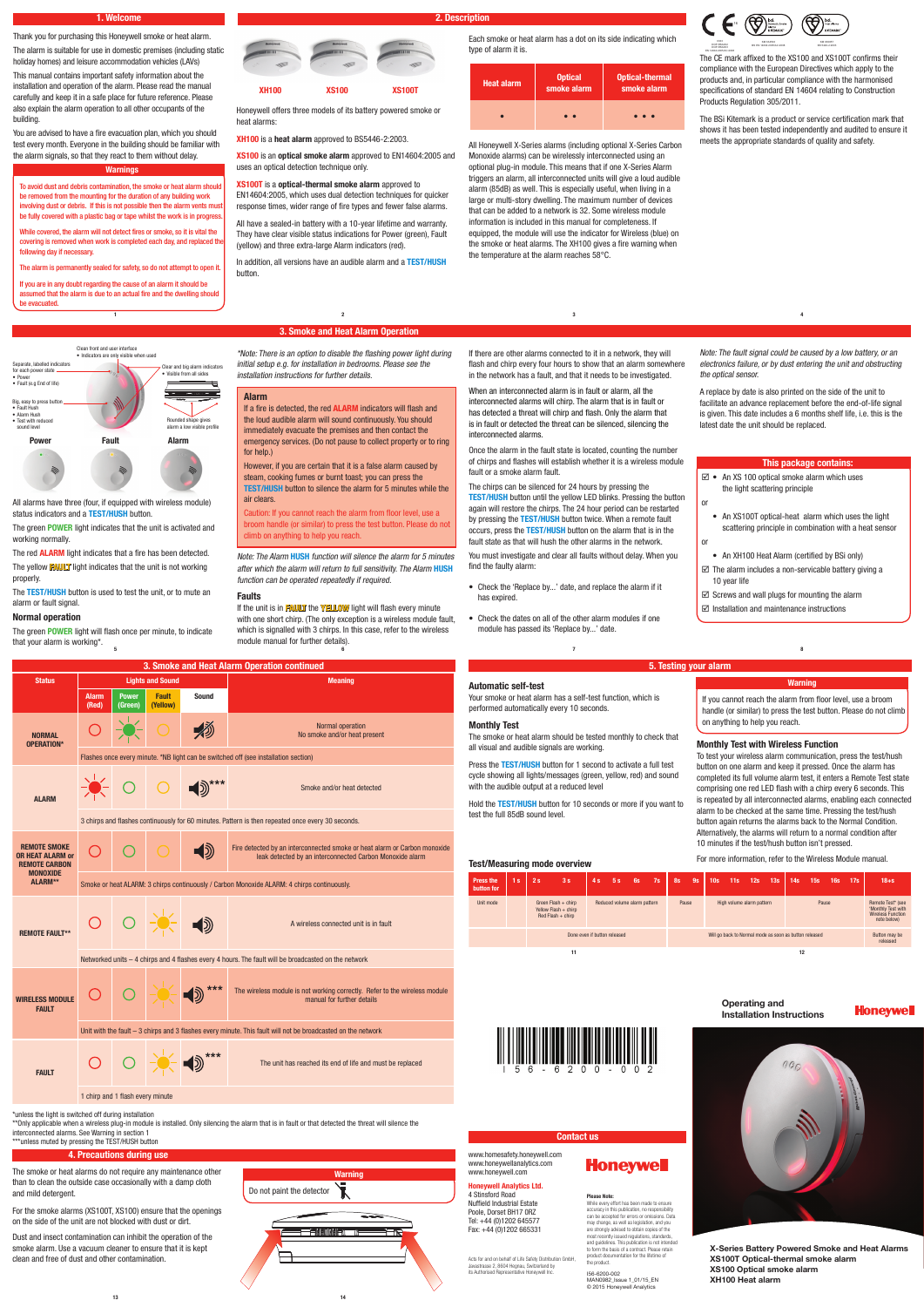## 1. Welcome

Thank you for purchasing this Honeywell smoke or heat alarm.

The alarm is suitable for use in domestic premises (including static holiday homes) and leisure accommodation vehicles (LAVs)

This manual contains important safety information about the installation and operation of the alarm. Please read the manual carefully and keep it in a safe place for future reference. Please also explain the alarm operation to all other occupants of the building.

You are advised to have a fire evacuation plan, which you should test every month. Everyone in the building should be familiar with the alarm signals, so that they react to them without delay.

### Warnings

To avoid dust and debris contamination, the smoke or heat alarm should be removed from the mounting for the duration of any building work involving dust or debris. If this is not possible then the alarm vents must be fully covered with a plastic bag or tape whilst the work is in progress.

While covered, the alarm will not detect fires or smoke, so it is vital the covering is removed when work is completed each day, and replaced the following day if necessary.

The alarm is permanently sealed for safety, so do not attempt to open it.

If you are in any doubt regarding the cause of an alarm it should be assumed that the alarm is due to an actual fire and the dwelling should be evacuated.

## 2. Description

XH100 XS100 XS100T

Honeywell offers three models of its battery powered smoke or heat alarms:

**XH100** is a **heat alarm** approved to BS5446-2:2003.

**XS100** is an **optical smoke alarm** approved to EN14604:2005 and uses an optical detection technique only.

**XS100T** is a **optical-thermal smoke alarm** approved to EN14604:2005, which uses dual detection techniques for quicker response times, wider range of fire types and fewer false alarms.

All have a sealed-in battery with a 10-year lifetime and warranty. They have clear visible status indications for Power (green), Fault (yellow) and three extra-large Alarm indicators (red).

In addition, all versions have an audible alarm and a **TEST/HUSH** button.

Each smoke or heat alarm has a dot on its side indicating which type of alarm it is.

| Heat alarm | Optical smoke alarm | Optical-thermal smoke alarm |
|---|---|---|
| • | • • | • • • |

All Honeywell X-Series alarms (including optional X-Series Carbon Monoxide alarms) can be wirelessly interconnected using an optional plug-in module. This means that if one X-Series Alarm triggers an alarm, all interconnected units will give a loud audible alarm (85dB) as well. This is especially useful, when living in a large or multi-story dwelling. The maximum number of devices that can be added to a network is 32. Some wireless module information is included in this manual for completeness. If equipped, the module will use the indicator for Wireless (blue) on the smoke or heat alarms. The XH100 gives a fire warning when the temperature at the alarm reaches 58°C.

The CE mark affixed to the XS100 and XS100T confirms their compliance with the European Directives which apply to the products and, in particular compliance with the harmonised specifications of standard EN 14604 relating to Construction Products Regulation 305/2011.

The BSi Kitemark is a product or service certification mark that shows it has been tested independently and audited to ensure it meets the appropriate standards of quality and safety.

## 3. Smoke and Heat Alarm Operation

Clean front and user interface
- Indicators are only visible when used

Separate, labelled indicators for each power state
- Power
- Fault (e.g End of life)

Clear and big alarm indicators
- Visible from all sides

Big, easy to press button
- Fault Hush
- Alarm Hush
- Test with reduced sound level

Rounded shape gives alarm a low visible profile

Power Fault Alarm

All alarms have three (four, if equipped with wireless module) status indicators and a **TEST/HUSH** button.

The green **POWER** light indicates that the unit is activated and working normally.

The red **ALARM** light indicates that a fire has been detected.

The yellow **FAULT** light indicates that the unit is not working properly.

The **TEST/HUSH** button is used to test the unit, or to mute an alarm or fault signal.

### Normal operation

The green **POWER** light will flash once per minute, to indicate that your alarm is working*.

*Note: There is an option to disable the flashing power light during initial setup e.g. for installation in bedrooms. Please see the installation instructions for further details.*

### Alarm

If a fire is detected, the red **ALARM** indicators will flash and the loud audible alarm will sound continuously. You should immediately evacuate the premises and then contact the emergency services. (Do not pause to collect property or to ring for help.)

However, if you are certain that it is a false alarm caused by steam, cooking fumes or burnt toast; you can press the **TEST/HUSH** button to silence the alarm for 5 minutes while the air clears.

Caution: If you cannot reach the alarm from floor level, use a broom handle (or similar) to press the test button. Please do not climb on anything to help you reach.

*Note: The Alarm **HUSH** function will silence the alarm for 5 minutes after which the alarm will return to full sensitivity. The Alarm **HUSH** function can be operated repeatedly if required.*

### Faults

If the unit is in **FAULT** the **YELLOW** light will flash every minute with one short chirp. (The only exception is a wireless module fault, which is signalled with 3 chirps. In this case, refer to the wireless module manual for further details).

If there are other alarms connected to it in a network, they will flash and chirp every four hours to show that an alarm somewhere in the network has a fault, and that it needs to be investigated.

When an interconnected alarm is in fault or alarm, all the interconnected alarms will chirp. The alarm that is in fault or has detected a threat will chirp and flash. Only the alarm that is in fault or detected the threat can be silenced, silencing the interconnected alarms.

Once the alarm in the fault state is located, counting the number of chirps and flashes will establish whether it is a wireless module fault or a smoke alarm fault.

The chirps can be silenced for 24 hours by pressing the **TEST/HUSH** button until the yellow LED blinks. Pressing the button again will restore the chirps. The 24 hour period can be restarted by pressing the **TEST/HUSH** button. When a remote fault occurs, press the **TEST/HUSH** button on the alarm that is in the fault state as that will hush the other alarms in the network.

You must investigate and clear all faults without delay. When you find the faulty alarm:

- Check the 'Replace by...' date, and replace the alarm if it has expired.
- Check the dates on all of the other alarm modules if one module has passed its 'Replace by...' date.

*Note: The fault signal could be caused by a low battery, or an electronics failure, or by dust entering the unit and obstructing the optical sensor.*

A replace by date is also printed on the side of the unit to facilitate an advance replacement before the end-of-life signal is given. This date includes a 6 months shelf life, i.e. this is the latest date the unit should be replaced.

### This package contains:

- ☑ • An XS 100 optical smoke alarm which uses the light scattering principle

or

- • An XS100T optical-heat alarm which uses the light scattering principle in combination with a heat sensor

or

- • An XH100 Heat Alarm (certified by BSi only)
- ☑ The alarm includes a non-servicable battery giving a 10 year life
- ☑ Screws and wall plugs for mounting the alarm
- ☑ Installation and maintenance instructions

## 3. Smoke and Heat Alarm Operation continued

| Status | Lights and Sound | | | | Meaning |
|---|---|---|---|---|---|
| | Alarm (Red) | Power (Green) | Fault (Yellow) | Sound | |
| NORMAL OPERATION* | Off | Flash | Off | Silent | Normal operation<br>No smoke and/or heat present |
| | Flashes once every minute. *NB light can be switched off (see installation section) | | | | |
| ALARM | Flash | Off | Off | Sound*** | Smoke and/or heat detected |
| | 3 chirps and flashes continuously for 60 minutes. Pattern is then repeated once every 30 seconds. | | | | |
| REMOTE SMOKE OR HEAT ALARM or REMOTE CARBON MONOXIDE ALARM** | Off | Off | Off | Sound | Fire detected by an interconnected smoke or heat alarm or Carbon monoxide leak detected by an interconnected Carbon Monoxide alarm |
| | Smoke or heat ALARM: 3 chirps continuously / Carbon Monoxide ALARM: 4 chirps continuously. | | | | |
| REMOTE FAULT** | Off | Off | Flash | Sound | A wireless connected unit is in fault |
| | Networked units – 4 chirps and 4 flashes every 4 hours. The fault will be broadcasted on the network | | | | |
| WIRELESS MODULE FAULT | Off | Off | Flash | Sound*** | The wireless module is not working correctly. Refer to the wireless module manual for further details |
| | Unit with the fault – 3 chirps and 3 flashes every minute. This fault will not be broadcasted on the network | | | | |
| FAULT | Off | Off | Flash | Sound*** | The unit has reached its end of life and must be replaced |
| | 1 chirp and 1 flash every minute | | | | |

*unless the light is switched off during installation
**Only applicable when a wireless plug-in module is installed. Only silencing the alarm that is in fault or that detected the threat will silence the interconnected alarms. See Warning in section 1
***unless muted by pressing the TEST/HUSH button

## 4. Precautions during use

The smoke or heat alarms do not require any maintenance other than to clean the outside case occasionally with a damp cloth and mild detergent.

For the smoke alarms (XS100T, XS100) ensure that the openings on the side of the unit are not blocked with dust or dirt.

Dust and insect contamination can inhibit the operation of the smoke alarm. Use a vacuum cleaner to ensure that it is kept clean and free of dust and other contamination.

### Warning

Do not paint the detector

## 5. Testing your alarm

### Automatic self-test

Your smoke or heat alarm has a self-test function, which is performed automatically every 10 seconds.

### Monthly Test

The smoke or heat alarm should be tested monthly to check that all visual and audible signals are working.

Press the **TEST/HUSH** button for 1 second to activate a full test cycle showing all lights/messages (green, yellow, red) and sound with the audible output at a reduced level

Hold the **TEST/HUSH** button for 10 seconds or more if you want to test the full 85dB sound level.

### Warning

If you cannot reach the alarm from floor level, use a broom handle (or similar) to press the test button. Please do not climb on anything to help you reach.

### Monthly Test with Wireless Function

To test your wireless alarm communication, press the test/hush button on one alarm and keep it pressed. Once the alarm has completed its full volume alarm test, it enters a Remote Test state comprising one red LED flash with a chirp every 6 seconds. This is repeated by all interconnected alarms, enabling each connected alarm to be checked at the same time. Pressing the test/hush button again returns the alarms back to the Normal Condition. Alternatively, the alarms will return to a normal condition after 10 minutes if the test/hush button isn't pressed.

For more information, refer to the Wireless Module manual.

### Test/Measuring mode overview

| Press the button for | 1 s | 2 s | 3 s | 4 s | 5 s | 6s | 7s | 8s | 9s | 10s | 11s | 12s | 13s | 14s | 15s | 16s | 17s | 18+s |
|---|---|---|---|---|---|---|---|---|---|---|---|---|---|---|---|---|---|---|
| Unit mode | | Green Flash + chirp<br>Yellow Flash + chirp<br>Red Flash + chirp | | Reduced volume alarm pattern | | | | Pause | | High volume alarm pattern | | | | Pause | | | | Remote Test* (see 'Monthly Test with Wireless Function' note below) |
| | | Done even if button released | | | | | | Will go back to Normal mode as soon as button released | | | | | | | | | | Button may be released |

Operating and Installation Instructions

Honeywell

I56-6200-002

X-Series Battery Powered Smoke and Heat Alarms
XS100T Optical-thermal smoke alarm
XS100 Optical smoke alarm
XH100 Heat alarm

## Contact us

www.homesafety.honeywell.com
www.honeywellanalytics.com
www.honeywell.com

**Honeywell Analytics Ltd.**
4 Stinsford Road
Nuffield Industrial Estate
Poole, Dorset BH17 0RZ
Tel: +44 (0)1202 645577
Fax: +44 (0)1202 665331

Acts for and on behalf of Life Safety Distribution GmbH, Javastrasse 2, 8604 Hegnau, Switzerland by its Authorised Representative Honeywell Inc.

**Please Note:**
While every effort has been made to ensure accuracy in this publication, no responsibility can be accepted for errors or omissions. Data may change, as well as legislation, and you are strongly advised to obtain copies of the most recently issued regulations, standards, and guidelines. This publication is not intended to form the basis of a contract. Please retain product documentation for the lifetime of the product.

I56-6200-002
MAN0982_Issue 1_01/15_EN
© 2015 Honeywell Analytics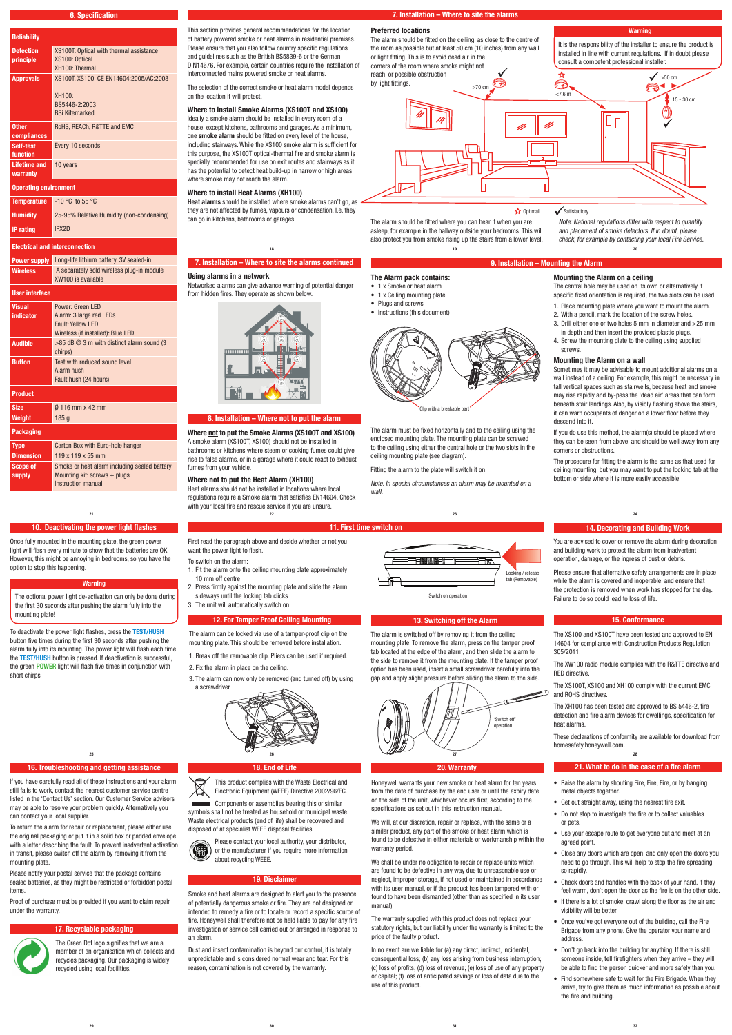## 6. Specification

| | |
|---|---|
| **Reliability** | |
| Detection principle | XS100T: Optical with thermal assistance<br>XS100: Optical<br>XH100: Thermal |
| Approvals | XS100T, XS100: CE EN14604:2005/AC:2008<br><br>XH100:<br>BS5446-2:2003<br>BSi Kitemarked |
| Other compliances | RoHS, REACh, R&TTE and EMC |
| Self-test function | Every 10 seconds |
| Lifetime and warranty | 10 years |
| **Operating environment** | |
| Temperature | -10 °C to 55 °C |
| Humidity | 25-95% Relative Humidity (non-condensing) |
| IP rating | IPX2D |
| **Electrical and interconnection** | |
| Power supply | Long-life lithium battery, 3V sealed-in |
| Wireless | A separately sold wireless plug-in module XW100 is available |
| **User interface** | |
| Visual indicator | Power: Green LED<br>Alarm: 3 large red LEDs<br>Fault: Yellow LED<br>Wireless (if installed): Blue LED |
| Audible | >85 dB @ 3 m with distinct alarm sound (3 chirps) |
| Button | Test with reduced sound level<br>Alarm hush<br>Fault hush (24 hours) |
| **Product** | |
| Size | Ø 116 mm x 42 mm |
| Weight | 185 g |
| **Packaging** | |
| Type | Carton Box with Euro-hole hanger |
| Dimension | 119 x 119 x 55 mm |
| Scope of supply | Smoke or heat alarm including sealed battery<br>Mounting kit: screws + plugs<br>Instruction manual |

## 7. Installation – Where to site the alarms

This section provides general recommendations for the location of battery powered smoke or heat alarms in residential premises. Please ensure that you also follow country specific regulations and guidelines such as the British BS5839-6 or the German DIN14676. For example, certain countries require the installation of interconnected mains powered smoke or heat alarms.

The selection of the correct smoke or heat alarm model depends on the location it will protect.

### Where to install Smoke Alarms (XS100T and XS100)

Ideally a smoke alarm should be installed in every room of a house, except kitchens, bathrooms and garages. As a minimum, one **smoke alarm** should be fitted on every level of the house, including stairways. While the XS100 smoke alarm is sufficient for this purpose, the XS100T optical-thermal fire and smoke alarm is specially recommended for use on exit routes and stairways as it has the potential to detect heat build-up in narrow or high areas where smoke may not reach the alarm.

### Where to install Heat Alarms (XH100)

**Heat alarms** should be installed where smoke alarms can't go, as they are not affected by fumes, vapours or condensation. I.e. they can go in kitchens, bathrooms or garages.

### Preferred locations

The alarm should be fitted on the ceiling, as close to the centre of the room as possible but at least 50 cm (10 inches) from any wall or light fitting. This is to avoid dead air in the corners of the room where smoke might not reach, or possible obstruction by light fittings.

>70 cm
<7.6 m
>50 cm
15 - 30 cm
Optimal
Satisfactory

The alarm should be fitted where you can hear it when you are asleep, for example in the hallway outside your bedrooms. This will also protect you from smoke rising up the stairs from a lower level.

**Warning**

It is the responsibility of the installer to ensure the product is installed in line with current regulations. If in doubt please consult a competent professional installer.

*Note: National regulations differ with respect to quantity and placement of smoke detectors. If in doubt, please check, for example by contacting your local Fire Service.*

## 7. Installation – Where to site the alarms continued

### Using alarms in a network

Networked alarms can give advance warning of potential danger from hidden fires. They operate as shown below.

## 8. Installation – Where not to put the alarm

### Where not to put the Smoke Alarms (XS100T and XS100)

A smoke alarm (XS100T, XS100) should not be installed in bathrooms or kitchens where steam or cooking fumes could give rise to false alarms, or in a garage where it could react to exhaust fumes from your vehicle.

### Where not to put the Heat Alarm (XH100)

Heat alarms should not be installed in locations where local regulations require a Smoke alarm that satisfies EN14604. Check with your local fire and rescue service if you are unsure.

## 9. Installation – Mounting the Alarm

### The Alarm pack contains:

- 1 x Smoke or heat alarm
- 1 x Ceiling mounting plate
- Plugs and screws
- Instructions (this document)

Clip with a breakable part

The alarm must be fixed horizontally and to the ceiling using the enclosed mounting plate. The mounting plate can be screwed to the ceiling using either the central hole or the two slots in the ceiling mounting plate (see diagram).

Fitting the alarm to the plate will switch it on.

*Note: In special circumstances an alarm may be mounted on a wall.*

### Mounting the Alarm on a ceiling

The central hole may be used on its own or alternatively if specific fixed orientation is required, the two slots can be used

1. Place mounting plate where you want to mount the alarm.
2. With a pencil, mark the location of the screw holes.
3. Drill either one or two holes 5 mm in diameter and >25 mm in depth and then insert the provided plastic plugs.
4. Screw the mounting plate to the ceiling using supplied screws.

### Mounting the Alarm on a wall

Sometimes it may be advisable to mount additional alarms on a wall instead of a ceiling. For example, this might be necessary in tall vertical spaces such as stairwells, because heat and smoke may rise rapidly and by-pass the 'dead air' areas that can form beneath stair landings. Also, by visibly flashing above the stairs, it can warn occupants of danger on a lower floor before they descend into it.

If you do use this method, the alarm(s) should be placed where they can be seen from above, and should be well away from any corners or obstructions.

The procedure for fitting the alarm is the same as that used for ceiling mounting, but you may want to put the locking tab at the bottom or side where it is more easily accessible.

## 10. Deactivating the power light flashes

Once fully mounted in the mounting plate, the green power light will flash every minute to show that the batteries are OK. However, this might be annoying in bedrooms, so you have the option to stop this happening.

**Warning**

The optional power light de-activation can only be done during the first 30 seconds after pushing the alarm fully into the mounting plate!

To deactivate the power light flashes, press the **TEST/HUSH** button five times during the first 30 seconds after pushing the alarm fully into its mounting. The power light will flash each time the **TEST/HUSH** button is pressed. If deactivation is successful, the green **POWER** light will flash five times in conjunction with short chirps

## 11. First time switch on

First read the paragraph above and decide whether or not you want the power light to flash.

To switch on the alarm:

1. Fit the alarm onto the ceiling mounting plate approximately 10 mm off centre
2. Press firmly against the mounting plate and slide the alarm sideways until the locking tab clicks
3. The unit will automatically switch on

Locking / release tab (Removable)

Switch on operation

## 12. For Tamper Proof Ceiling Mounting

The alarm can be locked via use of a tamper-proof clip on the mounting plate. This should be removed before installation.

1. Break off the removable clip. Pliers can be used if required.
2. Fix the alarm in place on the ceiling.
3. The alarm can now only be removed (and turned off) by using a screwdriver

## 13. Switching off the Alarm

The alarm is switched off by removing it from the ceiling mounting plate. To remove the alarm, press on the tamper proof tab located at the edge of the alarm, and then slide the alarm to the side to remove it from the mounting plate. If the tamper proof option has been used, insert a small screwdriver carefully into the gap and apply slight pressure before sliding the alarm to the side.

'Switch off' operation

## 14. Decorating and Building Work

You are advised to cover or remove the alarm during decoration and building work to protect the alarm from inadvertent operation, damage, or the ingress of dust or debris.

Please ensure that alternative safety arrangements are in place while the alarm is covered and inoperable, and ensure that the protection is removed when work has stopped for the day. Failure to do so could lead to loss of life.

## 15. Conformance

The XS100 and XS100T have been tested and approved to EN 14604 for compliance with Construction Products Regulation 305/2011.

The XW100 radio module complies with the R&TTE directive and RED directive.

The XS100T, XS100 and XH100 comply with the current EMC and ROHS directives.

The XH100 has been tested and approved to BS 5446-2, fire detection and fire alarm devices for dwellings, specification for heat alarms.

These declarations of conformity are available for download from homesafety.honeywell.com.

## 16. Troubleshooting and getting assistance

If you have carefully read all of these instructions and your alarm still fails to work, contact the nearest customer service centre listed in the 'Contact Us' section. Our Customer Service advisors may be able to resolve your problem quickly. Alternatively you can contact your local supplier.

To return the alarm for repair or replacement, please either use the original packaging or put it in a solid box or padded envelope with a letter describing the fault. To prevent inadvertent activation in transit, please switch off the alarm by removing it from the mounting plate.

Please notify your postal service that the package contains sealed batteries, as they might be restricted or forbidden postal items.

Proof of purchase must be provided if you want to claim repair under the warranty.

## 17. Recyclable packaging

The Green Dot logo signifies that we are a member of an organisation which collects and recycles packaging. Our packaging is widely recycled using local facilities.

## 18. End of Life

This product complies with the Waste Electrical and Electronic Equipment (WEEE) Directive 2002/96/EC.

Components or assemblies bearing this or similar symbols shall not be treated as household or municipal waste. Waste electrical products (end of life) shall be recovered and disposed of at specialist WEEE disposal facilities.

Please contact your local authority, your distributor, or the manufacturer if you require more information about recycling WEEE.

## 19. Disclaimer

Smoke and heat alarms are designed to alert you to the presence of potentially dangerous smoke or fire. They are not designed or intended to remedy a fire or to locate or record a specific source of fire. Honeywell shall therefore not be held liable to pay for any fire investigation or service call carried out or arranged in response to an alarm.

Dust and insect contamination is beyond our control, it is totally unpredictable and is considered normal wear and tear. For this reason, contamination is not covered by the warranty.

## 20. Warranty

Honeywell warrants your new smoke or heat alarm for ten years from the date of purchase by the end user or until the expiry date on the side of the unit, whichever occurs first, according to the specifications as set out in this instruction manual.

We will, at our discretion, repair or replace, with the same or a similar product, any part of the smoke or heat alarm which is found to be defective in either materials or workmanship within the warranty period.

We shall be under no obligation to repair or replace units which are found to be defective in any way due to unreasonable use or neglect, improper storage, if not used or maintained in accordance with its user manual, or if the product has been tampered with or found to have been dismantled (other than as specified in its user manual).

The warranty supplied with this product does not replace your statutory rights, but our liability under the warranty is limited to the price of the faulty product.

In no event are we liable for (a) any direct, indirect, incidental, consequential loss; (b) any loss arising from business interruption; (c) loss of profits; (d) loss of revenue; (e) loss of use of any property or capital; (f) loss of anticipated savings or loss of data due to the use of this product.

## 21. What to do in the case of a fire alarm

- Raise the alarm by shouting Fire, Fire, Fire, or by banging metal objects together.
- Get out straight away, using the nearest fire exit.
- Do not stop to investigate the fire or to collect valuables or pets.
- Use your escape route to get everyone out and meet at an agreed point.
- Close any doors which are open, and only open the doors you need to go through. This will help to stop the fire spreading so rapidly.
- Check doors and handles with the back of your hand. If they feel warm, don't open the door as the fire is on the other side.
- If there is a lot of smoke, crawl along the floor as the air and visibility will be better.
- Once you've got everyone out of the building, call the Fire Brigade from any phone. Give the operator your name and address.
- Don't go back into the building for anything. If there is still someone inside, tell firefighters when they arrive – they will be able to find the person quicker and more safely than you.
- Find somewhere safe to wait for the Fire Brigade. When they arrive, try to give them as much information as possible about the fire and building.